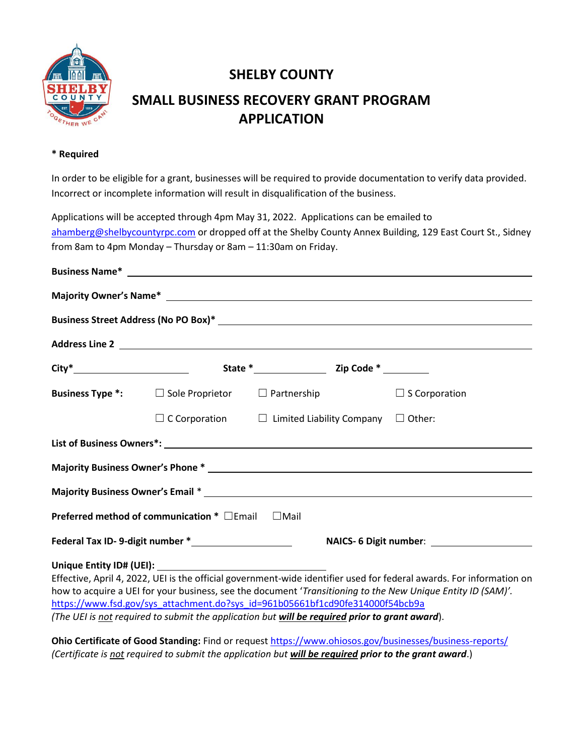# SHELBY COUNTY

## SMALL BUSINESS RECOVERY GRANT PROGRAM APPLICATION

**\* Required**

In order to be eligible for a grant, businesses will be required to provide documentation to verify data provided. Incorrect or incomplete information will result in disqualification of the business.

Applications will be accepted through 4pm May 31, 2022. Applications can be emailed to ahamberg@shelbycountyrpc.com or dropped off at the Shelby County Annex Building, 129 East Court St., Sidney from 8am to 4pm Monday – Thursday or 8am – 11:30am on Friday.

**Business Name*** ______________________________

**Majority Owner's Name*** ______________________________

**Business Street Address (No PO Box)*** ______________________________

**Address Line 2** ______________________________

**City*** ______________ **State *** ______________ **Zip Code *** ______________

**Business Type *:** ☐ Sole Proprietor ☐ Partnership ☐ S Corporation ☐ C Corporation ☐ Limited Liability Company ☐ Other:

**List of Business Owners*:** ______________________________

**Majority Business Owner's Phone *** ______________________________

**Majority Business Owner's Email *** ______________________________

**Preferred method of communication *** ☐Email ☐Mail

**Federal Tax ID- 9-digit number *** ______________ **NAICS- 6 Digit number**: ______________

**Unique Entity ID# (UEI):** ______________________________

Effective, April 4, 2022, UEI is the official government-wide identifier used for federal awards. For information on how to acquire a UEI for your business, see the document '*Transitioning to the New Unique Entity ID (SAM)*'. https://www.fsd.gov/sys_attachment.do?sys_id=961b05661bf1cd90fe314000f54bcb9a
*(The UEI is not required to submit the application but **will be required prior to grant award**)*.

**Ohio Certificate of Good Standing:** Find or request https://www.ohiosos.gov/businesses/business-reports/
*(Certificate is not required to submit the application but **will be required prior to the grant award**.)*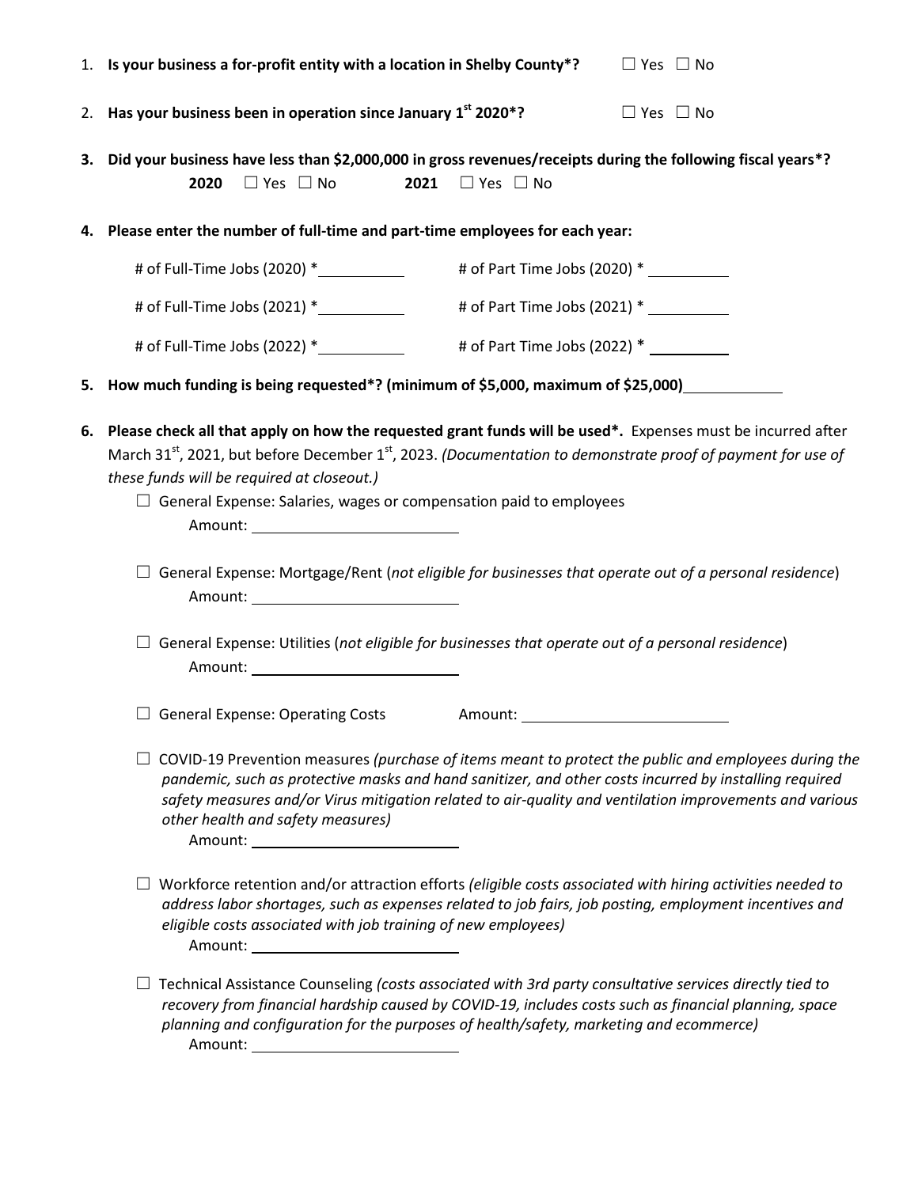1. **Is your business a for-profit entity with a location in Shelby County*?** ☐ Yes ☐ No

2. **Has your business been in operation since January 1st 2020*?** ☐ Yes ☐ No

3. **Did your business have less than $2,000,000 in gross revenues/receipts during the following fiscal years*?**
   **2020** ☐ Yes ☐ No **2021** ☐ Yes ☐ No

4. **Please enter the number of full-time and part-time employees for each year:**

   # of Full-Time Jobs (2020) *__________ # of Part Time Jobs (2020) * __________

   # of Full-Time Jobs (2021) *__________ # of Part Time Jobs (2021) * __________

   # of Full-Time Jobs (2022) *__________ # of Part Time Jobs (2022) * __________

5. **How much funding is being requested*? (minimum of $5,000, maximum of $25,000)**__________

6. **Please check all that apply on how the requested grant funds will be used*.** Expenses must be incurred after March 31st, 2021, but before December 1st, 2023. *(Documentation to demonstrate proof of payment for use of these funds will be required at closeout.)*

   ☐ General Expense: Salaries, wages or compensation paid to employees
   Amount: __________________________

   ☐ General Expense: Mortgage/Rent (*not eligible for businesses that operate out of a personal residence*)
   Amount: __________________________

   ☐ General Expense: Utilities (*not eligible for businesses that operate out of a personal residence*)
   Amount: __________________________

   ☐ General Expense: Operating Costs Amount: __________________________

   ☐ COVID-19 Prevention measures *(purchase of items meant to protect the public and employees during the pandemic, such as protective masks and hand sanitizer, and other costs incurred by installing required safety measures and/or Virus mitigation related to air-quality and ventilation improvements and various other health and safety measures)*
   Amount: __________________________

   ☐ Workforce retention and/or attraction efforts *(eligible costs associated with hiring activities needed to address labor shortages, such as expenses related to job fairs, job posting, employment incentives and eligible costs associated with job training of new employees)*
   Amount: __________________________

   ☐ Technical Assistance Counseling *(costs associated with 3rd party consultative services directly tied to recovery from financial hardship caused by COVID-19, includes costs such as financial planning, space planning and configuration for the purposes of health/safety, marketing and ecommerce)*
   Amount: __________________________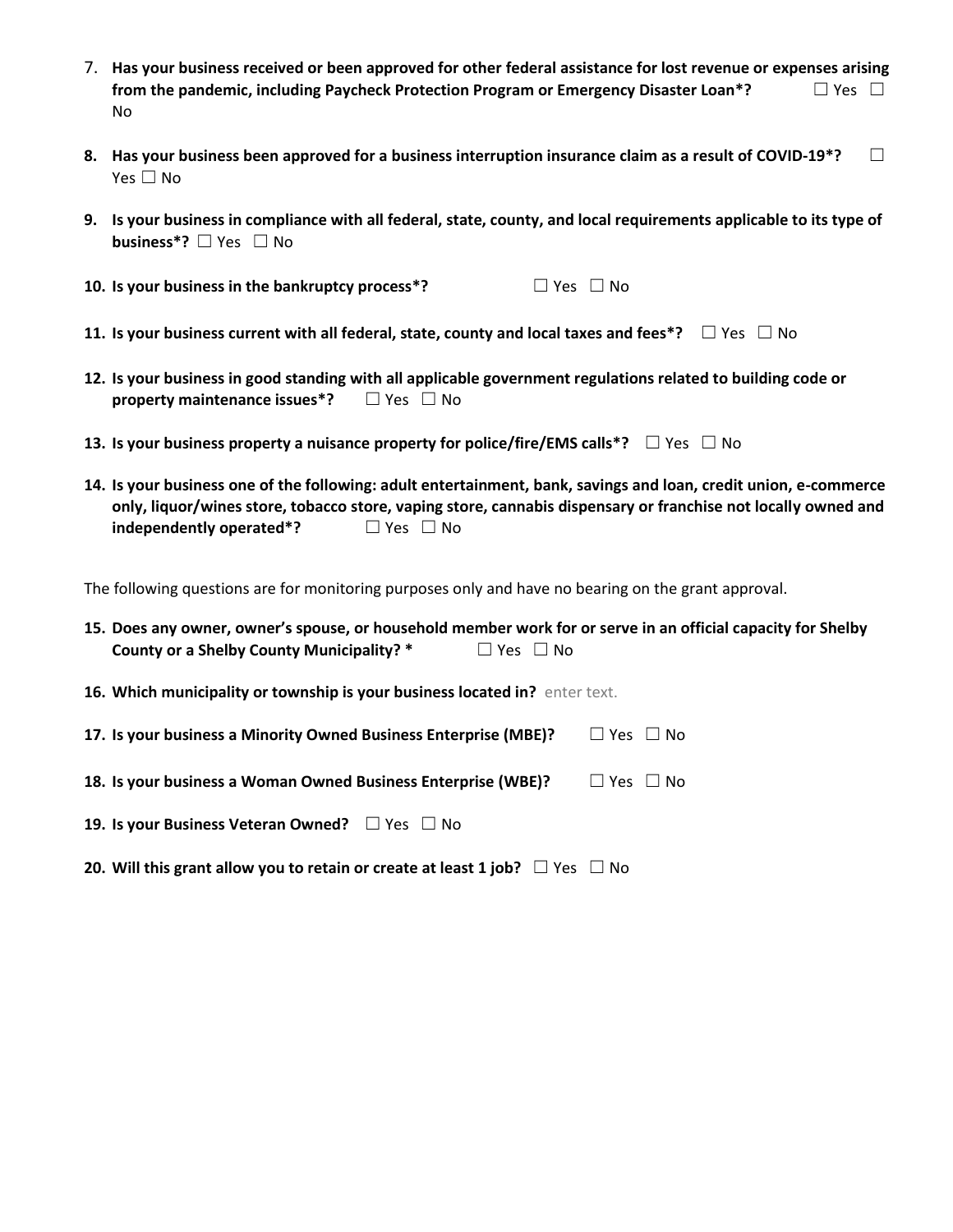7. **Has your business received or been approved for other federal assistance for lost revenue or expenses arising from the pandemic, including Paycheck Protection Program or Emergency Disaster Loan*?** ☐ Yes ☐ No

8. **Has your business been approved for a business interruption insurance claim as a result of COVID-19*?** ☐ Yes ☐ No

9. **Is your business in compliance with all federal, state, county, and local requirements applicable to its type of business*?** ☐ Yes ☐ No

10. **Is your business in the bankruptcy process*?** ☐ Yes ☐ No

11. **Is your business current with all federal, state, county and local taxes and fees*?** ☐ Yes ☐ No

12. **Is your business in good standing with all applicable government regulations related to building code or property maintenance issues*?** ☐ Yes ☐ No

13. **Is your business property a nuisance property for police/fire/EMS calls*?** ☐ Yes ☐ No

14. **Is your business one of the following: adult entertainment, bank, savings and loan, credit union, e-commerce only, liquor/wines store, tobacco store, vaping store, cannabis dispensary or franchise not locally owned and independently operated*?** ☐ Yes ☐ No

The following questions are for monitoring purposes only and have no bearing on the grant approval.

15. **Does any owner, owner's spouse, or household member work for or serve in an official capacity for Shelby County or a Shelby County Municipality? *** ☐ Yes ☐ No

16. **Which municipality or township is your business located in?** enter text.

17. **Is your business a Minority Owned Business Enterprise (MBE)?** ☐ Yes ☐ No

18. **Is your business a Woman Owned Business Enterprise (WBE)?** ☐ Yes ☐ No

19. **Is your Business Veteran Owned?** ☐ Yes ☐ No

20. **Will this grant allow you to retain or create at least 1 job?** ☐ Yes ☐ No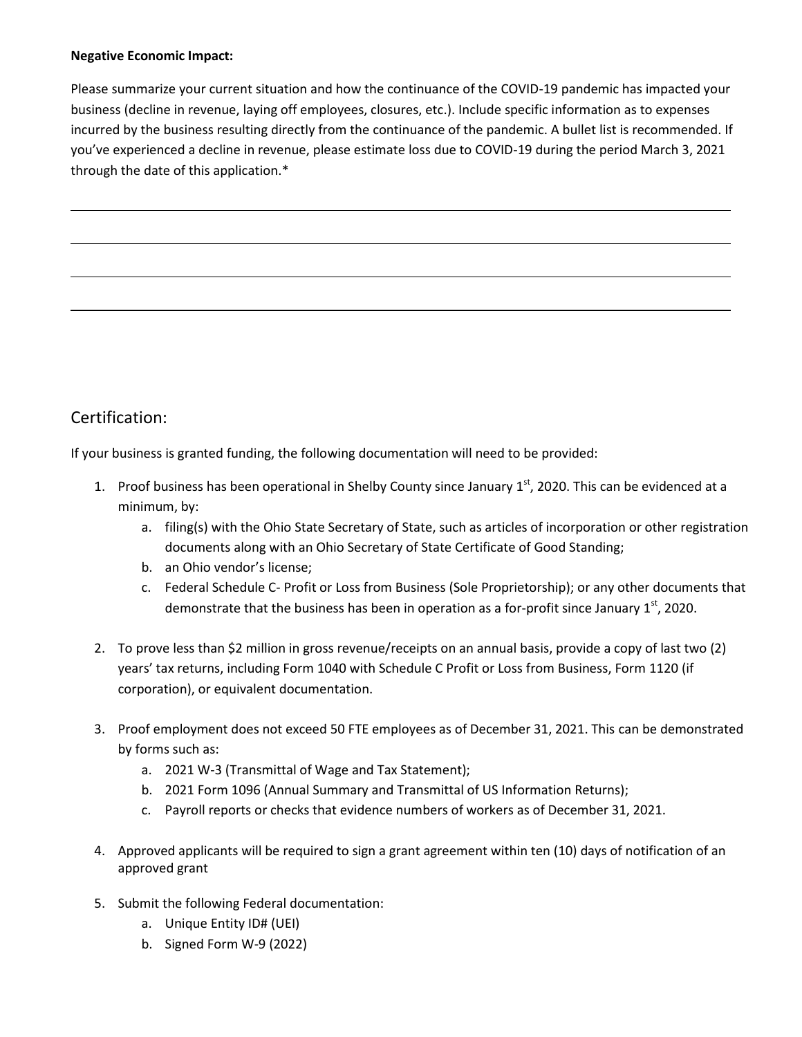**Negative Economic Impact:**

Please summarize your current situation and how the continuance of the COVID-19 pandemic has impacted your business (decline in revenue, laying off employees, closures, etc.). Include specific information as to expenses incurred by the business resulting directly from the continuance of the pandemic. A bullet list is recommended. If you've experienced a decline in revenue, please estimate loss due to COVID-19 during the period March 3, 2021 through the date of this application.*

______________________________________________________________________________

______________________________________________________________________________

______________________________________________________________________________

______________________________________________________________________________

## Certification:

If your business is granted funding, the following documentation will need to be provided:

1. Proof business has been operational in Shelby County since January 1st, 2020. This can be evidenced at a minimum, by:
    a. filing(s) with the Ohio State Secretary of State, such as articles of incorporation or other registration documents along with an Ohio Secretary of State Certificate of Good Standing;
    b. an Ohio vendor's license;
    c. Federal Schedule C- Profit or Loss from Business (Sole Proprietorship); or any other documents that demonstrate that the business has been in operation as a for-profit since January 1st, 2020.

2. To prove less than $2 million in gross revenue/receipts on an annual basis, provide a copy of last two (2) years' tax returns, including Form 1040 with Schedule C Profit or Loss from Business, Form 1120 (if corporation), or equivalent documentation.

3. Proof employment does not exceed 50 FTE employees as of December 31, 2021. This can be demonstrated by forms such as:
    a. 2021 W-3 (Transmittal of Wage and Tax Statement);
    b. 2021 Form 1096 (Annual Summary and Transmittal of US Information Returns);
    c. Payroll reports or checks that evidence numbers of workers as of December 31, 2021.

4. Approved applicants will be required to sign a grant agreement within ten (10) days of notification of an approved grant

5. Submit the following Federal documentation:
    a. Unique Entity ID# (UEI)
    b. Signed Form W-9 (2022)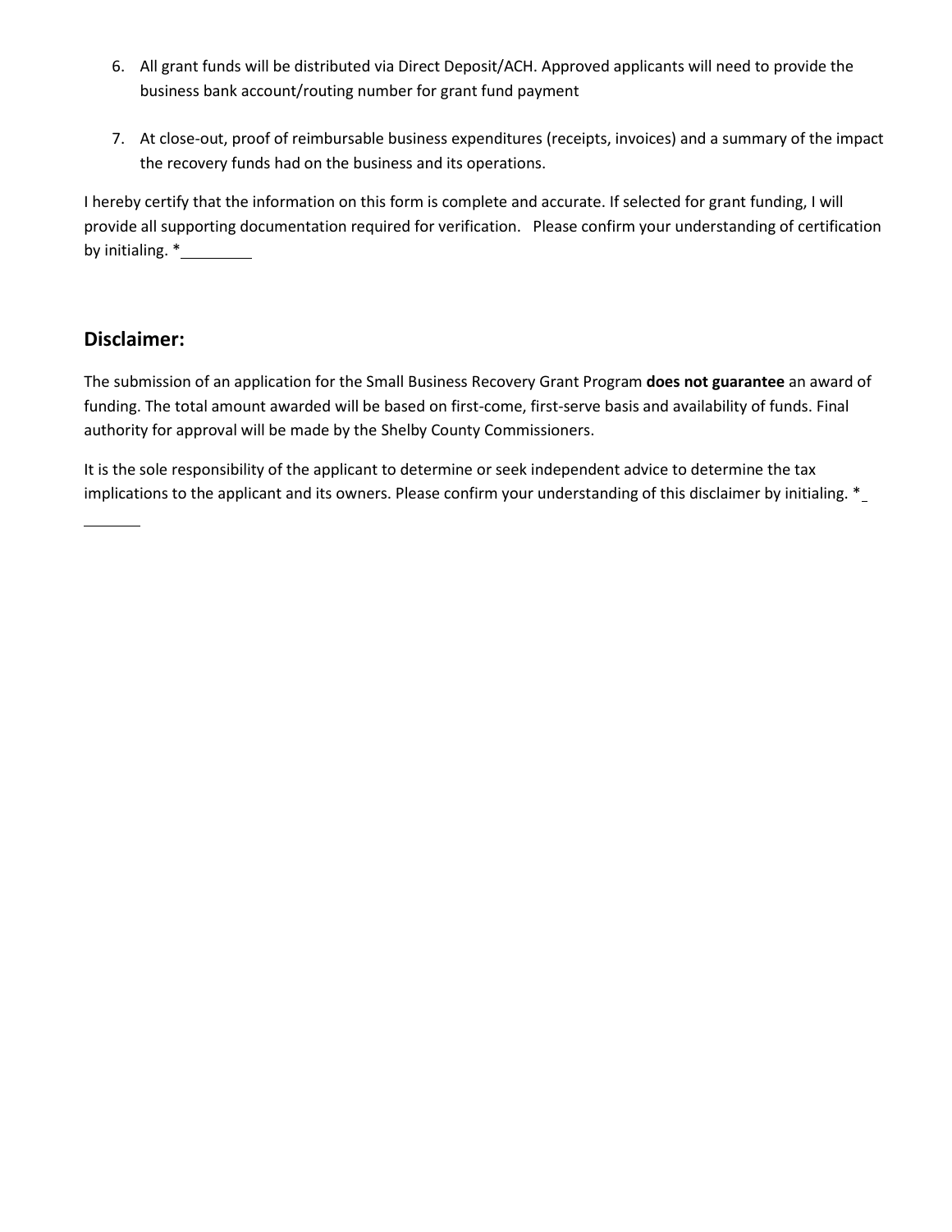6. All grant funds will be distributed via Direct Deposit/ACH. Approved applicants will need to provide the business bank account/routing number for grant fund payment

7. At close-out, proof of reimbursable business expenditures (receipts, invoices) and a summary of the impact the recovery funds had on the business and its operations.

I hereby certify that the information on this form is complete and accurate. If selected for grant funding, I will provide all supporting documentation required for verification. Please confirm your understanding of certification by initialing. *________

## Disclaimer:

The submission of an application for the Small Business Recovery Grant Program **does not guarantee** an award of funding. The total amount awarded will be based on first-come, first-serve basis and availability of funds. Final authority for approval will be made by the Shelby County Commissioners.

It is the sole responsibility of the applicant to determine or seek independent advice to determine the tax implications to the applicant and its owners. Please confirm your understanding of this disclaimer by initialing. *________